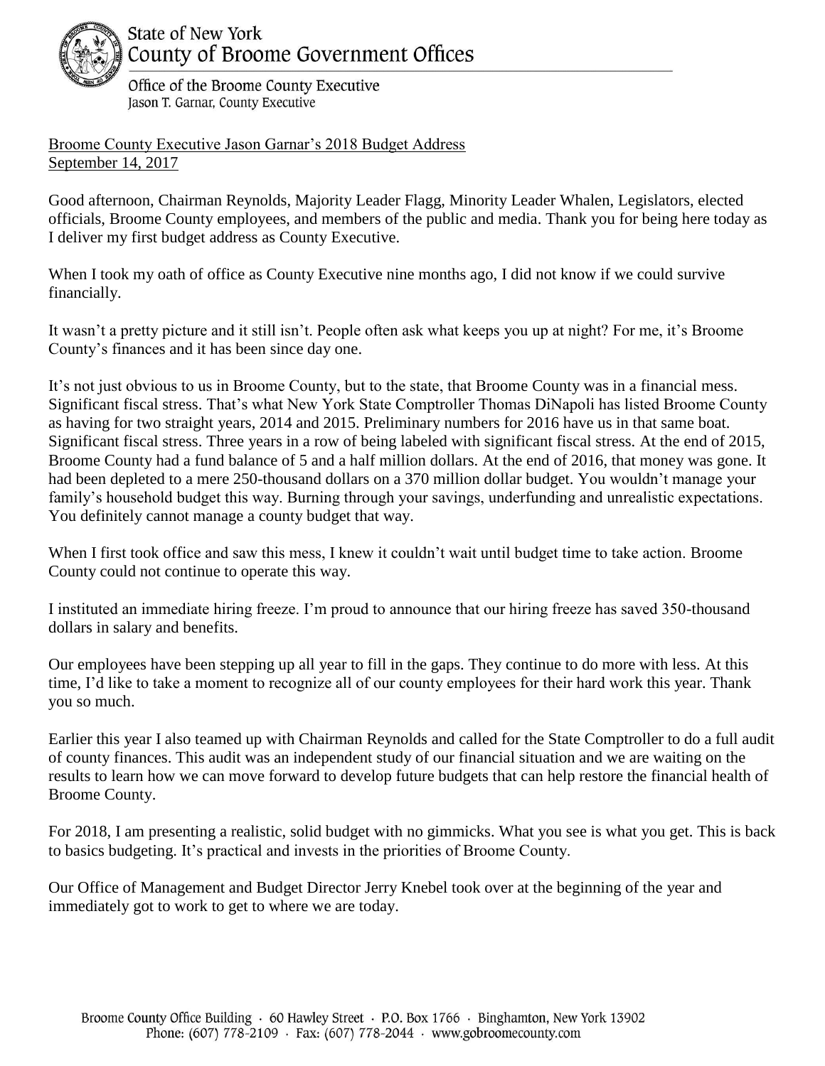State of New York
County of Broome Government Offices

Office of the Broome County Executive
Jason T. Garnar, County Executive

Broome County Executive Jason Garnar's 2018 Budget Address
September 14, 2017

Good afternoon, Chairman Reynolds, Majority Leader Flagg, Minority Leader Whalen, Legislators, elected officials, Broome County employees, and members of the public and media. Thank you for being here today as I deliver my first budget address as County Executive.

When I took my oath of office as County Executive nine months ago, I did not know if we could survive financially.

It wasn't a pretty picture and it still isn't. People often ask what keeps you up at night? For me, it's Broome County's finances and it has been since day one.

It's not just obvious to us in Broome County, but to the state, that Broome County was in a financial mess. Significant fiscal stress. That's what New York State Comptroller Thomas DiNapoli has listed Broome County as having for two straight years, 2014 and 2015. Preliminary numbers for 2016 have us in that same boat. Significant fiscal stress. Three years in a row of being labeled with significant fiscal stress. At the end of 2015, Broome County had a fund balance of 5 and a half million dollars. At the end of 2016, that money was gone. It had been depleted to a mere 250-thousand dollars on a 370 million dollar budget. You wouldn't manage your family's household budget this way. Burning through your savings, underfunding and unrealistic expectations. You definitely cannot manage a county budget that way.

When I first took office and saw this mess, I knew it couldn't wait until budget time to take action. Broome County could not continue to operate this way.

I instituted an immediate hiring freeze. I'm proud to announce that our hiring freeze has saved 350-thousand dollars in salary and benefits.

Our employees have been stepping up all year to fill in the gaps. They continue to do more with less. At this time, I'd like to take a moment to recognize all of our county employees for their hard work this year. Thank you so much.

Earlier this year I also teamed up with Chairman Reynolds and called for the State Comptroller to do a full audit of county finances. This audit was an independent study of our financial situation and we are waiting on the results to learn how we can move forward to develop future budgets that can help restore the financial health of Broome County.

For 2018, I am presenting a realistic, solid budget with no gimmicks. What you see is what you get. This is back to basics budgeting. It's practical and invests in the priorities of Broome County.

Our Office of Management and Budget Director Jerry Knebel took over at the beginning of the year and immediately got to work to get to where we are today.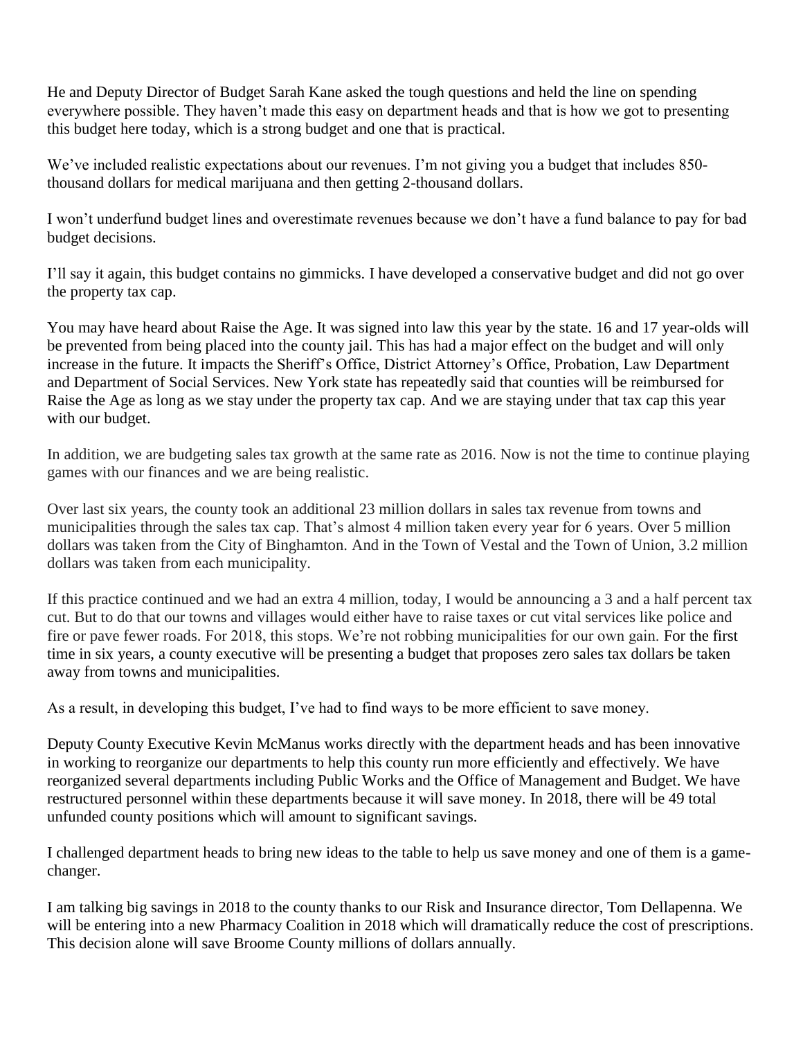He and Deputy Director of Budget Sarah Kane asked the tough questions and held the line on spending everywhere possible. They haven't made this easy on department heads and that is how we got to presenting this budget here today, which is a strong budget and one that is practical.

We've included realistic expectations about our revenues. I'm not giving you a budget that includes 850-thousand dollars for medical marijuana and then getting 2-thousand dollars.

I won't underfund budget lines and overestimate revenues because we don't have a fund balance to pay for bad budget decisions.

I'll say it again, this budget contains no gimmicks. I have developed a conservative budget and did not go over the property tax cap.

You may have heard about Raise the Age. It was signed into law this year by the state. 16 and 17 year-olds will be prevented from being placed into the county jail. This has had a major effect on the budget and will only increase in the future. It impacts the Sheriff's Office, District Attorney's Office, Probation, Law Department and Department of Social Services. New York state has repeatedly said that counties will be reimbursed for Raise the Age as long as we stay under the property tax cap. And we are staying under that tax cap this year with our budget.

In addition, we are budgeting sales tax growth at the same rate as 2016. Now is not the time to continue playing games with our finances and we are being realistic.

Over last six years, the county took an additional 23 million dollars in sales tax revenue from towns and municipalities through the sales tax cap. That's almost 4 million taken every year for 6 years. Over 5 million dollars was taken from the City of Binghamton. And in the Town of Vestal and the Town of Union, 3.2 million dollars was taken from each municipality.

If this practice continued and we had an extra 4 million, today, I would be announcing a 3 and a half percent tax cut. But to do that our towns and villages would either have to raise taxes or cut vital services like police and fire or pave fewer roads. For 2018, this stops. We're not robbing municipalities for our own gain. For the first time in six years, a county executive will be presenting a budget that proposes zero sales tax dollars be taken away from towns and municipalities.

As a result, in developing this budget, I've had to find ways to be more efficient to save money.

Deputy County Executive Kevin McManus works directly with the department heads and has been innovative in working to reorganize our departments to help this county run more efficiently and effectively. We have reorganized several departments including Public Works and the Office of Management and Budget. We have restructured personnel within these departments because it will save money. In 2018, there will be 49 total unfunded county positions which will amount to significant savings.

I challenged department heads to bring new ideas to the table to help us save money and one of them is a game-changer.

I am talking big savings in 2018 to the county thanks to our Risk and Insurance director, Tom Dellapenna. We will be entering into a new Pharmacy Coalition in 2018 which will dramatically reduce the cost of prescriptions. This decision alone will save Broome County millions of dollars annually.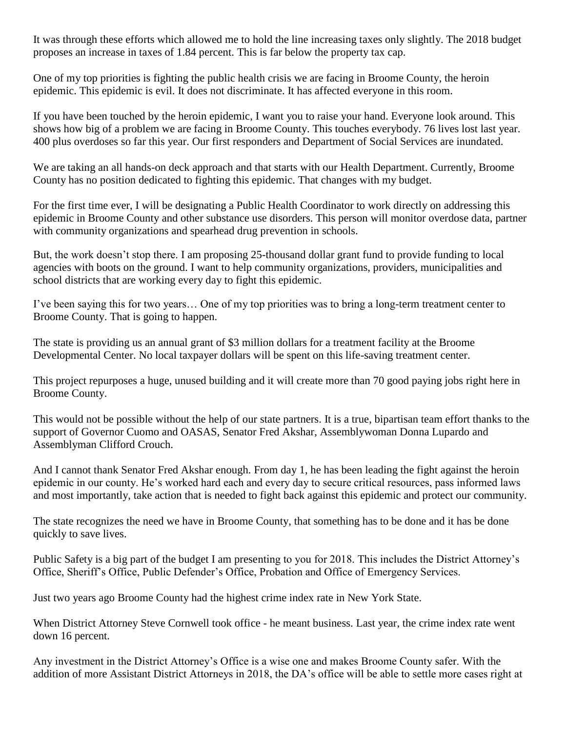It was through these efforts which allowed me to hold the line increasing taxes only slightly. The 2018 budget proposes an increase in taxes of 1.84 percent. This is far below the property tax cap.

One of my top priorities is fighting the public health crisis we are facing in Broome County, the heroin epidemic. This epidemic is evil. It does not discriminate. It has affected everyone in this room.

If you have been touched by the heroin epidemic, I want you to raise your hand. Everyone look around. This shows how big of a problem we are facing in Broome County. This touches everybody. 76 lives lost last year. 400 plus overdoses so far this year. Our first responders and Department of Social Services are inundated.

We are taking an all hands-on deck approach and that starts with our Health Department. Currently, Broome County has no position dedicated to fighting this epidemic. That changes with my budget.

For the first time ever, I will be designating a Public Health Coordinator to work directly on addressing this epidemic in Broome County and other substance use disorders. This person will monitor overdose data, partner with community organizations and spearhead drug prevention in schools.

But, the work doesn't stop there. I am proposing 25-thousand dollar grant fund to provide funding to local agencies with boots on the ground. I want to help community organizations, providers, municipalities and school districts that are working every day to fight this epidemic.

I've been saying this for two years… One of my top priorities was to bring a long-term treatment center to Broome County. That is going to happen.

The state is providing us an annual grant of $3 million dollars for a treatment facility at the Broome Developmental Center. No local taxpayer dollars will be spent on this life-saving treatment center.

This project repurposes a huge, unused building and it will create more than 70 good paying jobs right here in Broome County.

This would not be possible without the help of our state partners. It is a true, bipartisan team effort thanks to the support of Governor Cuomo and OASAS, Senator Fred Akshar, Assemblywoman Donna Lupardo and Assemblyman Clifford Crouch.

And I cannot thank Senator Fred Akshar enough. From day 1, he has been leading the fight against the heroin epidemic in our county. He's worked hard each and every day to secure critical resources, pass informed laws and most importantly, take action that is needed to fight back against this epidemic and protect our community.

The state recognizes the need we have in Broome County, that something has to be done and it has be done quickly to save lives.

Public Safety is a big part of the budget I am presenting to you for 2018. This includes the District Attorney's Office, Sheriff's Office, Public Defender's Office, Probation and Office of Emergency Services.

Just two years ago Broome County had the highest crime index rate in New York State.

When District Attorney Steve Cornwell took office - he meant business. Last year, the crime index rate went down 16 percent.

Any investment in the District Attorney's Office is a wise one and makes Broome County safer. With the addition of more Assistant District Attorneys in 2018, the DA's office will be able to settle more cases right at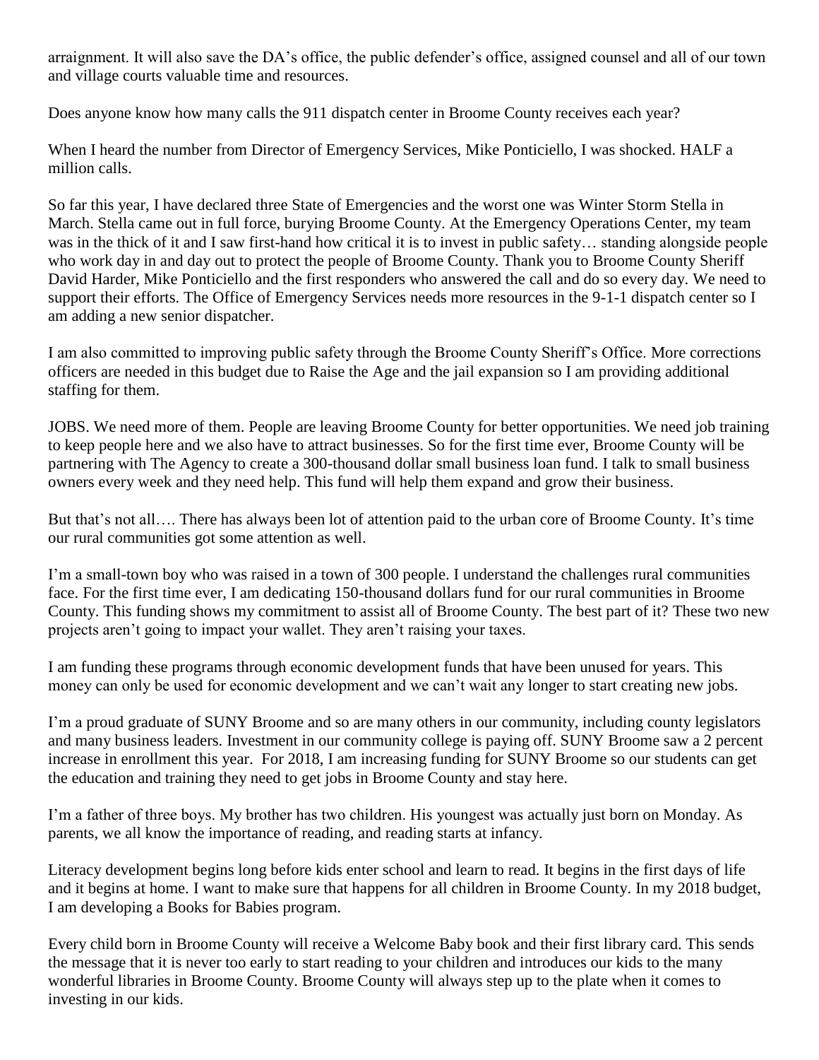arraignment. It will also save the DA's office, the public defender's office, assigned counsel and all of our town and village courts valuable time and resources.

Does anyone know how many calls the 911 dispatch center in Broome County receives each year?

When I heard the number from Director of Emergency Services, Mike Ponticiello, I was shocked. HALF a million calls.

So far this year, I have declared three State of Emergencies and the worst one was Winter Storm Stella in March. Stella came out in full force, burying Broome County. At the Emergency Operations Center, my team was in the thick of it and I saw first-hand how critical it is to invest in public safety… standing alongside people who work day in and day out to protect the people of Broome County. Thank you to Broome County Sheriff David Harder, Mike Ponticiello and the first responders who answered the call and do so every day. We need to support their efforts. The Office of Emergency Services needs more resources in the 9-1-1 dispatch center so I am adding a new senior dispatcher.

I am also committed to improving public safety through the Broome County Sheriff's Office. More corrections officers are needed in this budget due to Raise the Age and the jail expansion so I am providing additional staffing for them.

JOBS. We need more of them. People are leaving Broome County for better opportunities. We need job training to keep people here and we also have to attract businesses. So for the first time ever, Broome County will be partnering with The Agency to create a 300-thousand dollar small business loan fund. I talk to small business owners every week and they need help. This fund will help them expand and grow their business.

But that's not all…. There has always been lot of attention paid to the urban core of Broome County. It's time our rural communities got some attention as well.

I'm a small-town boy who was raised in a town of 300 people. I understand the challenges rural communities face. For the first time ever, I am dedicating 150-thousand dollars fund for our rural communities in Broome County. This funding shows my commitment to assist all of Broome County. The best part of it? These two new projects aren't going to impact your wallet. They aren't raising your taxes.

I am funding these programs through economic development funds that have been unused for years. This money can only be used for economic development and we can't wait any longer to start creating new jobs.

I'm a proud graduate of SUNY Broome and so are many others in our community, including county legislators and many business leaders. Investment in our community college is paying off. SUNY Broome saw a 2 percent increase in enrollment this year. For 2018, I am increasing funding for SUNY Broome so our students can get the education and training they need to get jobs in Broome County and stay here.

I'm a father of three boys. My brother has two children. His youngest was actually just born on Monday. As parents, we all know the importance of reading, and reading starts at infancy.

Literacy development begins long before kids enter school and learn to read. It begins in the first days of life and it begins at home. I want to make sure that happens for all children in Broome County. In my 2018 budget, I am developing a Books for Babies program.

Every child born in Broome County will receive a Welcome Baby book and their first library card. This sends the message that it is never too early to start reading to your children and introduces our kids to the many wonderful libraries in Broome County. Broome County will always step up to the plate when it comes to investing in our kids.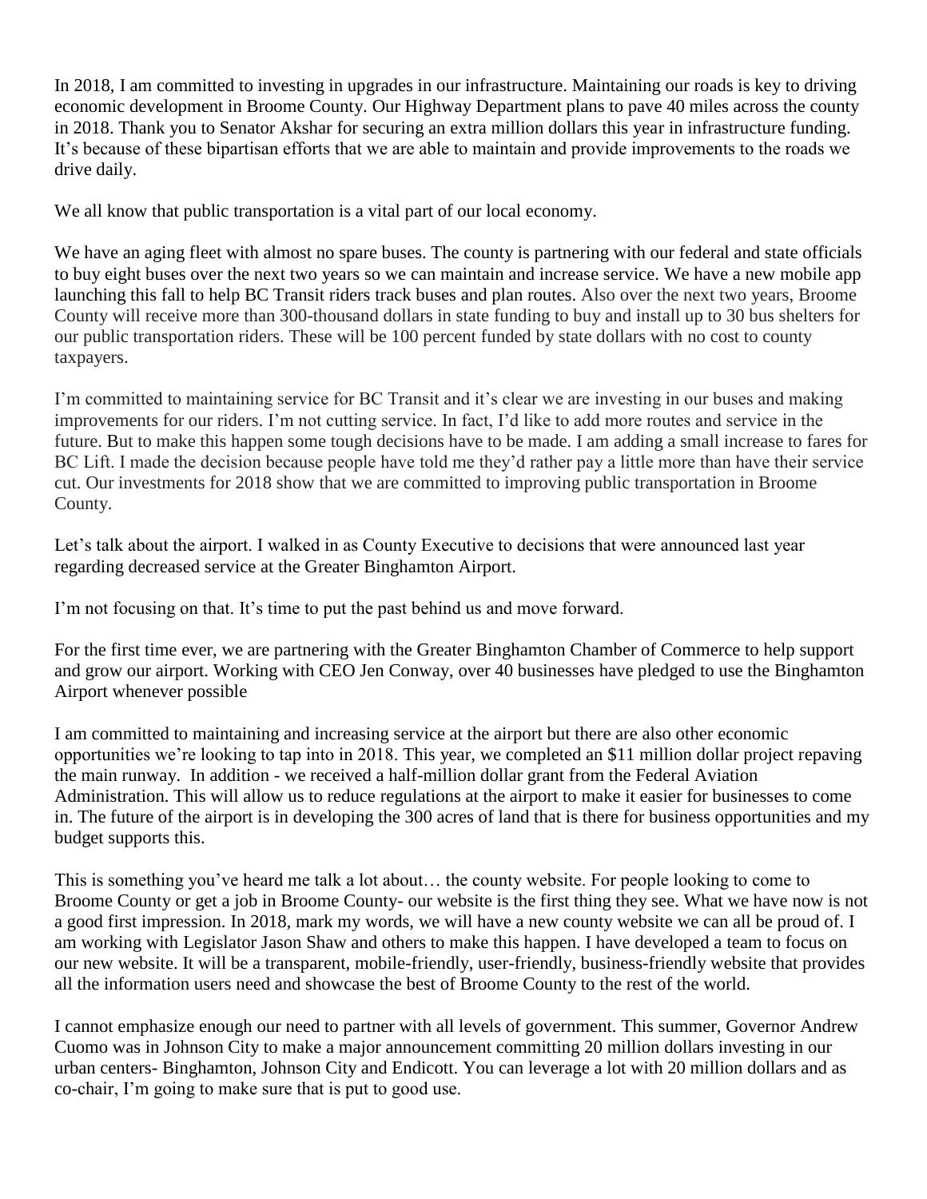In 2018, I am committed to investing in upgrades in our infrastructure. Maintaining our roads is key to driving economic development in Broome County. Our Highway Department plans to pave 40 miles across the county in 2018. Thank you to Senator Akshar for securing an extra million dollars this year in infrastructure funding. It's because of these bipartisan efforts that we are able to maintain and provide improvements to the roads we drive daily.

We all know that public transportation is a vital part of our local economy.

We have an aging fleet with almost no spare buses. The county is partnering with our federal and state officials to buy eight buses over the next two years so we can maintain and increase service. We have a new mobile app launching this fall to help BC Transit riders track buses and plan routes. Also over the next two years, Broome County will receive more than 300-thousand dollars in state funding to buy and install up to 30 bus shelters for our public transportation riders. These will be 100 percent funded by state dollars with no cost to county taxpayers.

I'm committed to maintaining service for BC Transit and it's clear we are investing in our buses and making improvements for our riders. I'm not cutting service. In fact, I'd like to add more routes and service in the future. But to make this happen some tough decisions have to be made. I am adding a small increase to fares for BC Lift. I made the decision because people have told me they'd rather pay a little more than have their service cut. Our investments for 2018 show that we are committed to improving public transportation in Broome County.

Let's talk about the airport. I walked in as County Executive to decisions that were announced last year regarding decreased service at the Greater Binghamton Airport.

I'm not focusing on that. It's time to put the past behind us and move forward.

For the first time ever, we are partnering with the Greater Binghamton Chamber of Commerce to help support and grow our airport. Working with CEO Jen Conway, over 40 businesses have pledged to use the Binghamton Airport whenever possible

I am committed to maintaining and increasing service at the airport but there are also other economic opportunities we're looking to tap into in 2018. This year, we completed an $11 million dollar project repaving the main runway. In addition - we received a half-million dollar grant from the Federal Aviation Administration. This will allow us to reduce regulations at the airport to make it easier for businesses to come in. The future of the airport is in developing the 300 acres of land that is there for business opportunities and my budget supports this.

This is something you've heard me talk a lot about… the county website. For people looking to come to Broome County or get a job in Broome County- our website is the first thing they see. What we have now is not a good first impression. In 2018, mark my words, we will have a new county website we can all be proud of. I am working with Legislator Jason Shaw and others to make this happen. I have developed a team to focus on our new website. It will be a transparent, mobile-friendly, user-friendly, business-friendly website that provides all the information users need and showcase the best of Broome County to the rest of the world.

I cannot emphasize enough our need to partner with all levels of government. This summer, Governor Andrew Cuomo was in Johnson City to make a major announcement committing 20 million dollars investing in our urban centers- Binghamton, Johnson City and Endicott. You can leverage a lot with 20 million dollars and as co-chair, I'm going to make sure that is put to good use.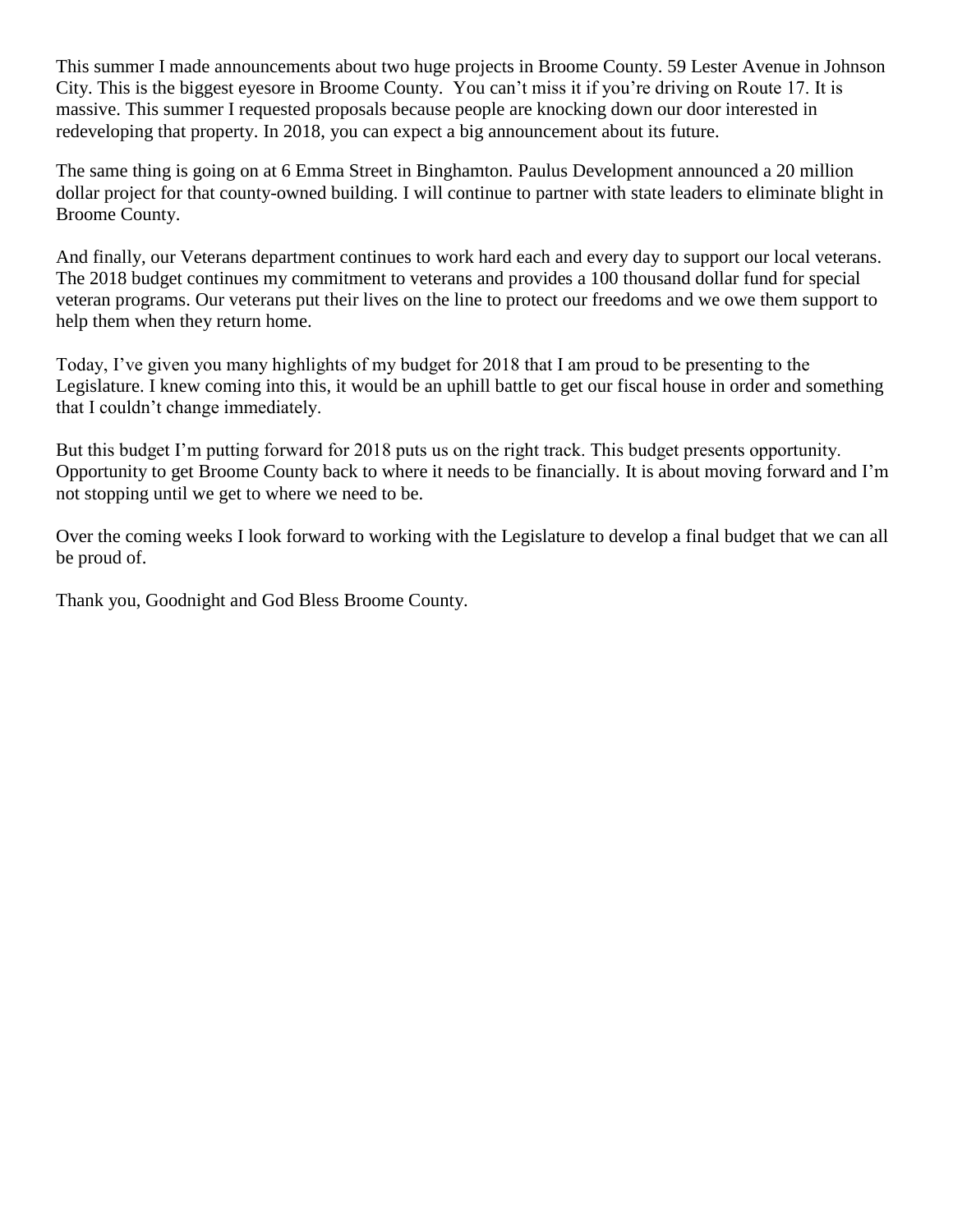This summer I made announcements about two huge projects in Broome County. 59 Lester Avenue in Johnson City. This is the biggest eyesore in Broome County. You can't miss it if you're driving on Route 17. It is massive. This summer I requested proposals because people are knocking down our door interested in redeveloping that property. In 2018, you can expect a big announcement about its future.

The same thing is going on at 6 Emma Street in Binghamton. Paulus Development announced a 20 million dollar project for that county-owned building. I will continue to partner with state leaders to eliminate blight in Broome County.

And finally, our Veterans department continues to work hard each and every day to support our local veterans. The 2018 budget continues my commitment to veterans and provides a 100 thousand dollar fund for special veteran programs. Our veterans put their lives on the line to protect our freedoms and we owe them support to help them when they return home.

Today, I've given you many highlights of my budget for 2018 that I am proud to be presenting to the Legislature. I knew coming into this, it would be an uphill battle to get our fiscal house in order and something that I couldn't change immediately.

But this budget I'm putting forward for 2018 puts us on the right track. This budget presents opportunity. Opportunity to get Broome County back to where it needs to be financially. It is about moving forward and I'm not stopping until we get to where we need to be.

Over the coming weeks I look forward to working with the Legislature to develop a final budget that we can all be proud of.

Thank you, Goodnight and God Bless Broome County.